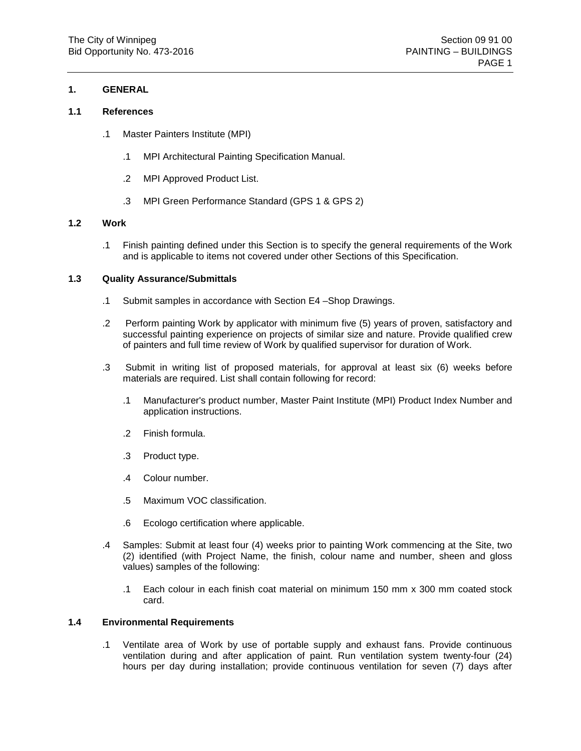## 1. GENERAL

### 1.1 References

.1 Master Painters Institute (MPI)

.1 MPI Architectural Painting Specification Manual.

.2 MPI Approved Product List.

.3 MPI Green Performance Standard (GPS 1 & GPS 2)

### 1.2 Work

.1 Finish painting defined under this Section is to specify the general requirements of the Work and is applicable to items not covered under other Sections of this Specification.

### 1.3 Quality Assurance/Submittals

.1 Submit samples in accordance with Section E4 –Shop Drawings.

.2 Perform painting Work by applicator with minimum five (5) years of proven, satisfactory and successful painting experience on projects of similar size and nature. Provide qualified crew of painters and full time review of Work by qualified supervisor for duration of Work.

.3 Submit in writing list of proposed materials, for approval at least six (6) weeks before materials are required. List shall contain following for record:

.1 Manufacturer's product number, Master Paint Institute (MPI) Product Index Number and application instructions.

.2 Finish formula.

.3 Product type.

.4 Colour number.

.5 Maximum VOC classification.

.6 Ecologo certification where applicable.

.4 Samples: Submit at least four (4) weeks prior to painting Work commencing at the Site, two (2) identified (with Project Name, the finish, colour name and number, sheen and gloss values) samples of the following:

.1 Each colour in each finish coat material on minimum 150 mm x 300 mm coated stock card.

### 1.4 Environmental Requirements

.1 Ventilate area of Work by use of portable supply and exhaust fans. Provide continuous ventilation during and after application of paint. Run ventilation system twenty-four (24) hours per day during installation; provide continuous ventilation for seven (7) days after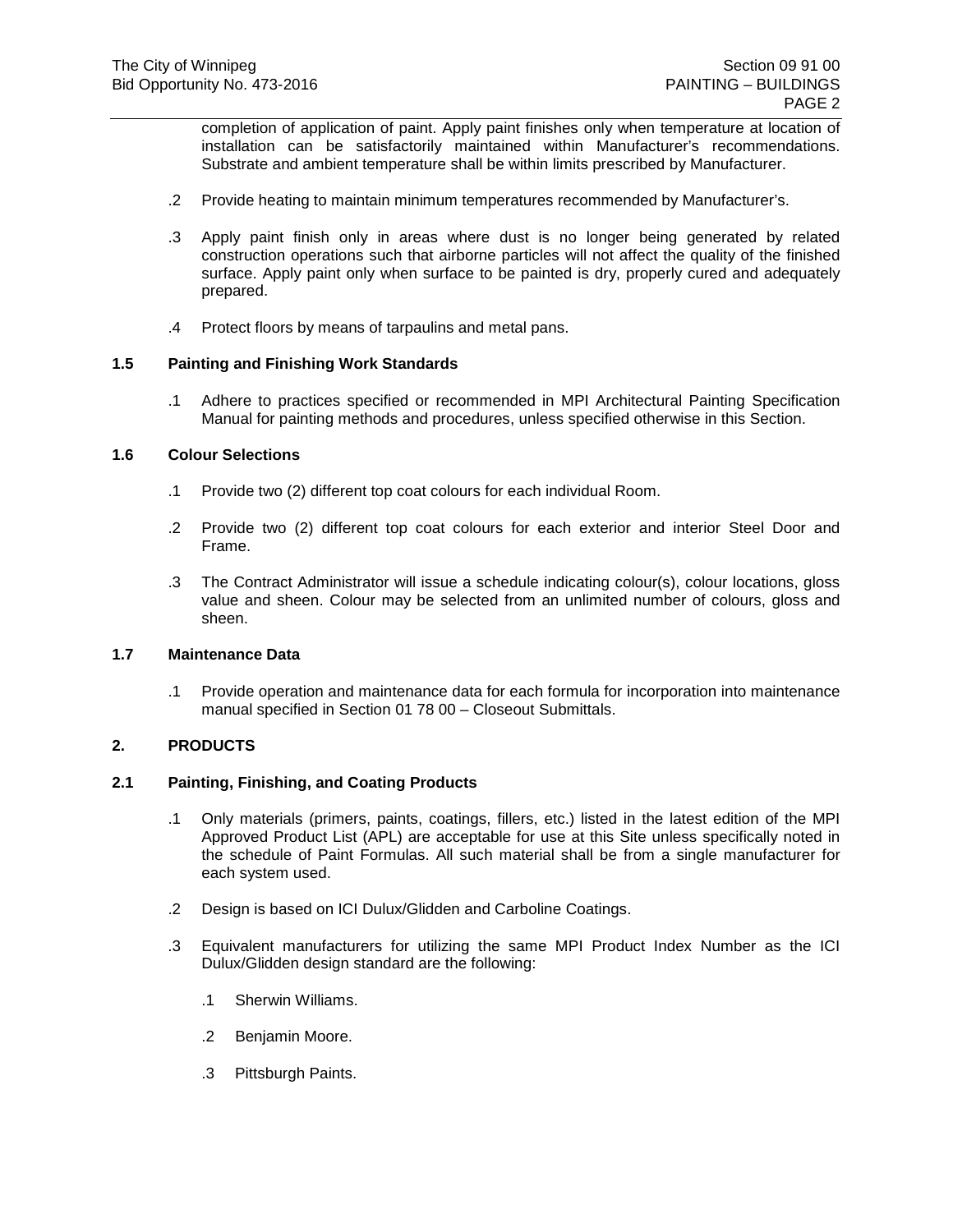completion of application of paint. Apply paint finishes only when temperature at location of installation can be satisfactorily maintained within Manufacturer's recommendations. Substrate and ambient temperature shall be within limits prescribed by Manufacturer.

.2 Provide heating to maintain minimum temperatures recommended by Manufacturer's.

.3 Apply paint finish only in areas where dust is no longer being generated by related construction operations such that airborne particles will not affect the quality of the finished surface. Apply paint only when surface to be painted is dry, properly cured and adequately prepared.

.4 Protect floors by means of tarpaulins and metal pans.

### 1.5 Painting and Finishing Work Standards

.1 Adhere to practices specified or recommended in MPI Architectural Painting Specification Manual for painting methods and procedures, unless specified otherwise in this Section.

### 1.6 Colour Selections

.1 Provide two (2) different top coat colours for each individual Room.

.2 Provide two (2) different top coat colours for each exterior and interior Steel Door and Frame.

.3 The Contract Administrator will issue a schedule indicating colour(s), colour locations, gloss value and sheen. Colour may be selected from an unlimited number of colours, gloss and sheen.

### 1.7 Maintenance Data

.1 Provide operation and maintenance data for each formula for incorporation into maintenance manual specified in Section 01 78 00 – Closeout Submittals.

## 2. PRODUCTS

### 2.1 Painting, Finishing, and Coating Products

.1 Only materials (primers, paints, coatings, fillers, etc.) listed in the latest edition of the MPI Approved Product List (APL) are acceptable for use at this Site unless specifically noted in the schedule of Paint Formulas. All such material shall be from a single manufacturer for each system used.

.2 Design is based on ICI Dulux/Glidden and Carboline Coatings.

.3 Equivalent manufacturers for utilizing the same MPI Product Index Number as the ICI Dulux/Glidden design standard are the following:

  .1 Sherwin Williams.

  .2 Benjamin Moore.

  .3 Pittsburgh Paints.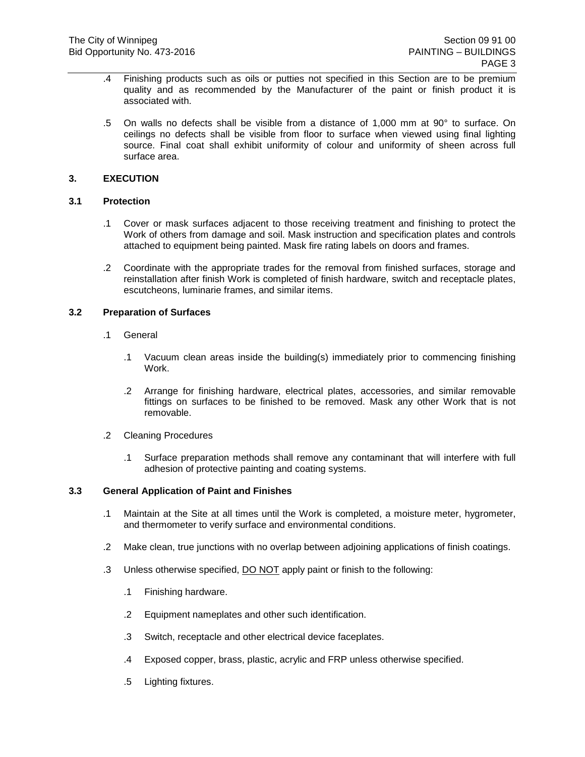.4 Finishing products such as oils or putties not specified in this Section are to be premium quality and as recommended by the Manufacturer of the paint or finish product it is associated with.

.5 On walls no defects shall be visible from a distance of 1,000 mm at 90° to surface. On ceilings no defects shall be visible from floor to surface when viewed using final lighting source. Final coat shall exhibit uniformity of colour and uniformity of sheen across full surface area.

## 3. EXECUTION

### 3.1 Protection

.1 Cover or mask surfaces adjacent to those receiving treatment and finishing to protect the Work of others from damage and soil. Mask instruction and specification plates and controls attached to equipment being painted. Mask fire rating labels on doors and frames.

.2 Coordinate with the appropriate trades for the removal from finished surfaces, storage and reinstallation after finish Work is completed of finish hardware, switch and receptacle plates, escutcheons, luminarie frames, and similar items.

### 3.2 Preparation of Surfaces

.1 General

- .1 Vacuum clean areas inside the building(s) immediately prior to commencing finishing Work.
- .2 Arrange for finishing hardware, electrical plates, accessories, and similar removable fittings on surfaces to be finished to be removed. Mask any other Work that is not removable.

.2 Cleaning Procedures

- .1 Surface preparation methods shall remove any contaminant that will interfere with full adhesion of protective painting and coating systems.

### 3.3 General Application of Paint and Finishes

.1 Maintain at the Site at all times until the Work is completed, a moisture meter, hygrometer, and thermometer to verify surface and environmental conditions.

.2 Make clean, true junctions with no overlap between adjoining applications of finish coatings.

.3 Unless otherwise specified, <u>DO NOT</u> apply paint or finish to the following:

- .1 Finishing hardware.
- .2 Equipment nameplates and other such identification.
- .3 Switch, receptacle and other electrical device faceplates.
- .4 Exposed copper, brass, plastic, acrylic and FRP unless otherwise specified.
- .5 Lighting fixtures.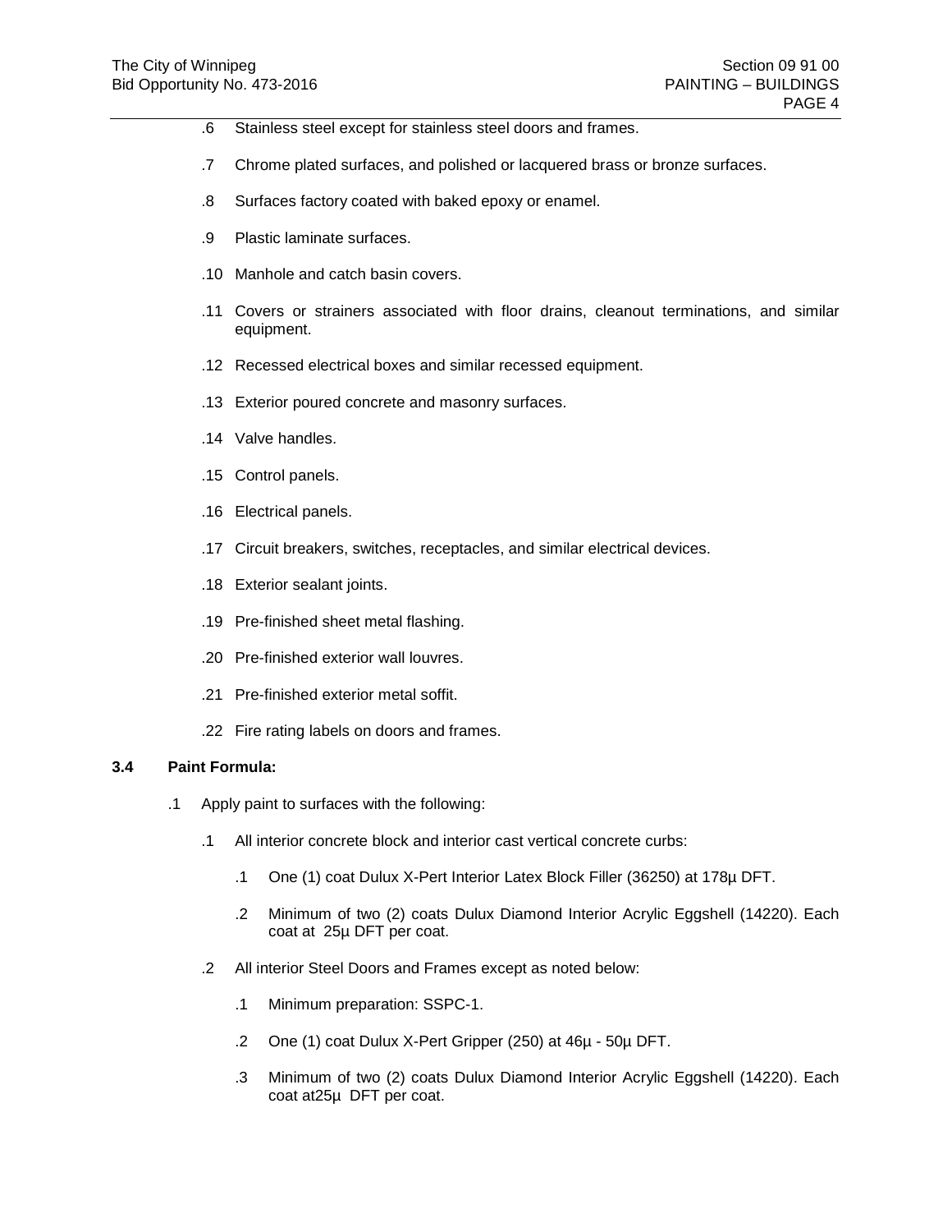.6 Stainless steel except for stainless steel doors and frames.

.7 Chrome plated surfaces, and polished or lacquered brass or bronze surfaces.

.8 Surfaces factory coated with baked epoxy or enamel.

.9 Plastic laminate surfaces.

.10 Manhole and catch basin covers.

.11 Covers or strainers associated with floor drains, cleanout terminations, and similar equipment.

.12 Recessed electrical boxes and similar recessed equipment.

.13 Exterior poured concrete and masonry surfaces.

.14 Valve handles.

.15 Control panels.

.16 Electrical panels.

.17 Circuit breakers, switches, receptacles, and similar electrical devices.

.18 Exterior sealant joints.

.19 Pre-finished sheet metal flashing.

.20 Pre-finished exterior wall louvres.

.21 Pre-finished exterior metal soffit.

.22 Fire rating labels on doors and frames.

**3.4 Paint Formula:**

.1 Apply paint to surfaces with the following:

.1 All interior concrete block and interior cast vertical concrete curbs:

.1 One (1) coat Dulux X-Pert Interior Latex Block Filler (36250) at 178µ DFT.

.2 Minimum of two (2) coats Dulux Diamond Interior Acrylic Eggshell (14220). Each coat at 25µ DFT per coat.

.2 All interior Steel Doors and Frames except as noted below:

.1 Minimum preparation: SSPC-1.

.2 One (1) coat Dulux X-Pert Gripper (250) at 46µ - 50µ DFT.

.3 Minimum of two (2) coats Dulux Diamond Interior Acrylic Eggshell (14220). Each coat at25µ DFT per coat.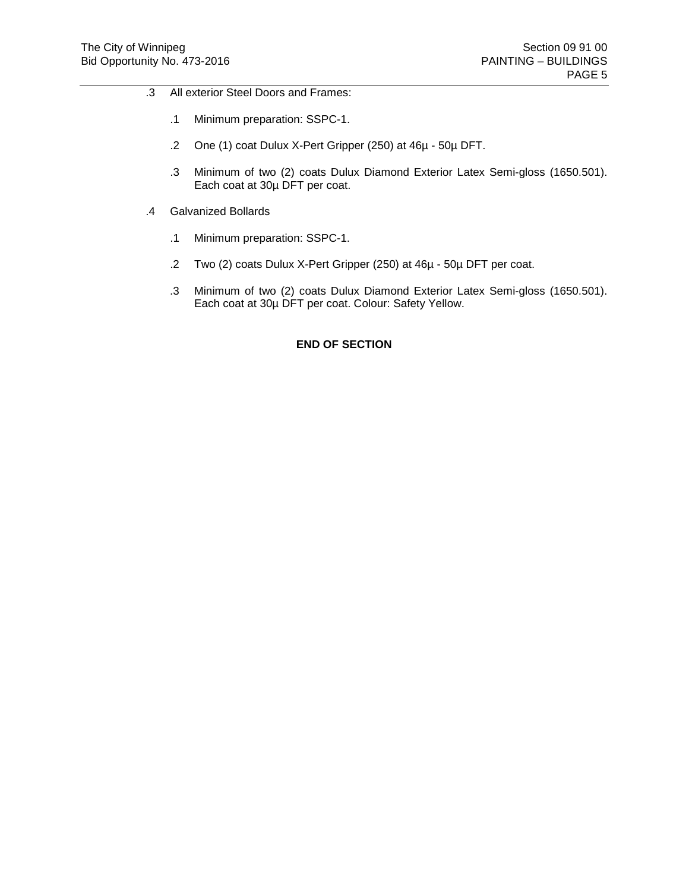.3 All exterior Steel Doors and Frames:

 .1 Minimum preparation: SSPC-1.

 .2 One (1) coat Dulux X-Pert Gripper (250) at 46µ - 50µ DFT.

 .3 Minimum of two (2) coats Dulux Diamond Exterior Latex Semi-gloss (1650.501). Each coat at 30µ DFT per coat.

.4 Galvanized Bollards

 .1 Minimum preparation: SSPC-1.

 .2 Two (2) coats Dulux X-Pert Gripper (250) at 46µ - 50µ DFT per coat.

 .3 Minimum of two (2) coats Dulux Diamond Exterior Latex Semi-gloss (1650.501). Each coat at 30µ DFT per coat. Colour: Safety Yellow.

**END OF SECTION**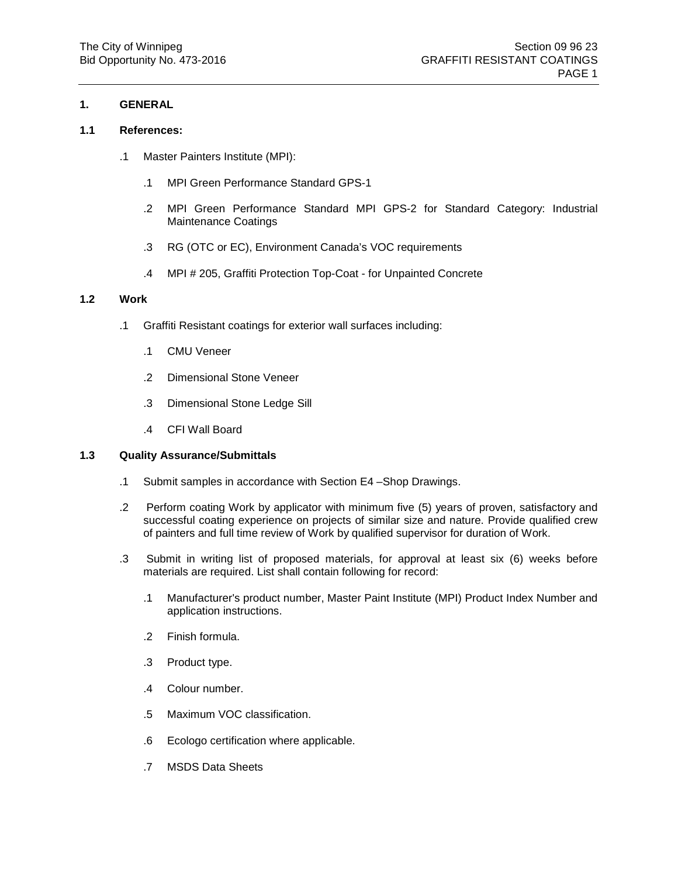## 1. GENERAL

### 1.1 References:

.1 Master Painters Institute (MPI):

  .1 MPI Green Performance Standard GPS-1

  .2 MPI Green Performance Standard MPI GPS-2 for Standard Category: Industrial Maintenance Coatings

  .3 RG (OTC or EC), Environment Canada's VOC requirements

  .4 MPI # 205, Graffiti Protection Top-Coat - for Unpainted Concrete

### 1.2 Work

.1 Graffiti Resistant coatings for exterior wall surfaces including:

  .1 CMU Veneer

  .2 Dimensional Stone Veneer

  .3 Dimensional Stone Ledge Sill

  .4 CFI Wall Board

### 1.3 Quality Assurance/Submittals

.1 Submit samples in accordance with Section E4 –Shop Drawings.

.2 Perform coating Work by applicator with minimum five (5) years of proven, satisfactory and successful coating experience on projects of similar size and nature. Provide qualified crew of painters and full time review of Work by qualified supervisor for duration of Work.

.3 Submit in writing list of proposed materials, for approval at least six (6) weeks before materials are required. List shall contain following for record:

  .1 Manufacturer's product number, Master Paint Institute (MPI) Product Index Number and application instructions.

  .2 Finish formula.

  .3 Product type.

  .4 Colour number.

  .5 Maximum VOC classification.

  .6 Ecologo certification where applicable.

  .7 MSDS Data Sheets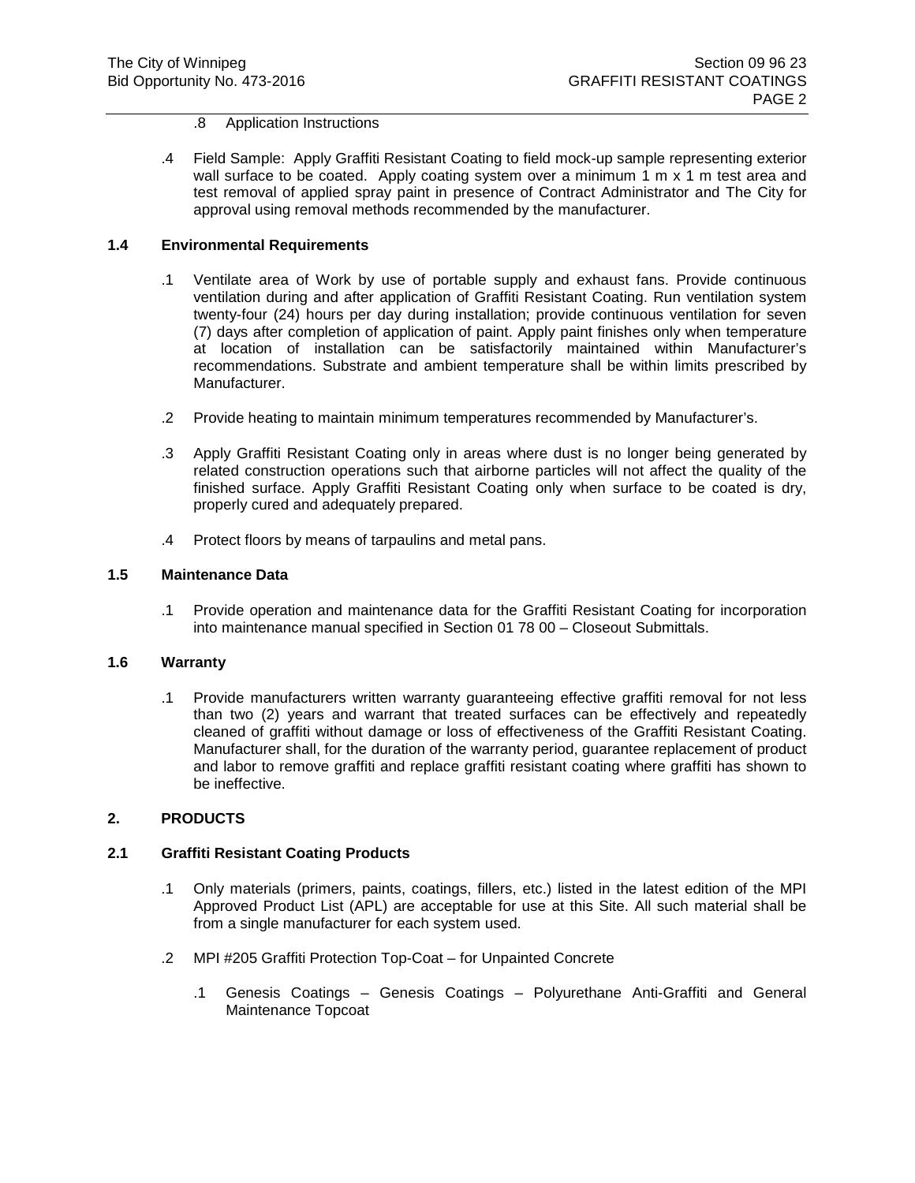.8 Application Instructions

.4 Field Sample: Apply Graffiti Resistant Coating to field mock-up sample representing exterior wall surface to be coated. Apply coating system over a minimum 1 m x 1 m test area and test removal of applied spray paint in presence of Contract Administrator and The City for approval using removal methods recommended by the manufacturer.

### 1.4 Environmental Requirements

.1 Ventilate area of Work by use of portable supply and exhaust fans. Provide continuous ventilation during and after application of Graffiti Resistant Coating. Run ventilation system twenty-four (24) hours per day during installation; provide continuous ventilation for seven (7) days after completion of application of paint. Apply paint finishes only when temperature at location of installation can be satisfactorily maintained within Manufacturer's recommendations. Substrate and ambient temperature shall be within limits prescribed by Manufacturer.

.2 Provide heating to maintain minimum temperatures recommended by Manufacturer's.

.3 Apply Graffiti Resistant Coating only in areas where dust is no longer being generated by related construction operations such that airborne particles will not affect the quality of the finished surface. Apply Graffiti Resistant Coating only when surface to be coated is dry, properly cured and adequately prepared.

.4 Protect floors by means of tarpaulins and metal pans.

### 1.5 Maintenance Data

.1 Provide operation and maintenance data for the Graffiti Resistant Coating for incorporation into maintenance manual specified in Section 01 78 00 – Closeout Submittals.

### 1.6 Warranty

.1 Provide manufacturers written warranty guaranteeing effective graffiti removal for not less than two (2) years and warrant that treated surfaces can be effectively and repeatedly cleaned of graffiti without damage or loss of effectiveness of the Graffiti Resistant Coating. Manufacturer shall, for the duration of the warranty period, guarantee replacement of product and labor to remove graffiti and replace graffiti resistant coating where graffiti has shown to be ineffective.

## 2. PRODUCTS

### 2.1 Graffiti Resistant Coating Products

.1 Only materials (primers, paints, coatings, fillers, etc.) listed in the latest edition of the MPI Approved Product List (APL) are acceptable for use at this Site. All such material shall be from a single manufacturer for each system used.

.2 MPI #205 Graffiti Protection Top-Coat – for Unpainted Concrete

.1 Genesis Coatings – Genesis Coatings – Polyurethane Anti-Graffiti and General Maintenance Topcoat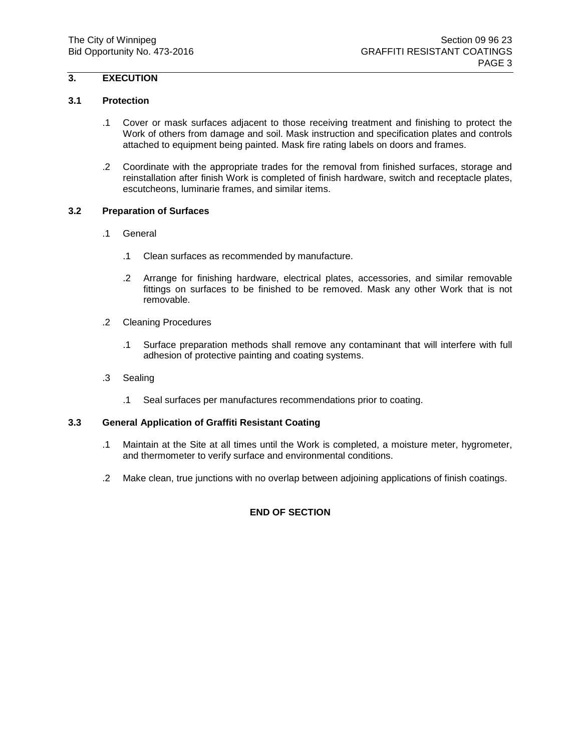## 3. EXECUTION

### 3.1 Protection

.1 Cover or mask surfaces adjacent to those receiving treatment and finishing to protect the Work of others from damage and soil. Mask instruction and specification plates and controls attached to equipment being painted. Mask fire rating labels on doors and frames.

.2 Coordinate with the appropriate trades for the removal from finished surfaces, storage and reinstallation after finish Work is completed of finish hardware, switch and receptacle plates, escutcheons, luminarie frames, and similar items.

### 3.2 Preparation of Surfaces

.1 General

  .1 Clean surfaces as recommended by manufacture.

  .2 Arrange for finishing hardware, electrical plates, accessories, and similar removable fittings on surfaces to be finished to be removed. Mask any other Work that is not removable.

.2 Cleaning Procedures

  .1 Surface preparation methods shall remove any contaminant that will interfere with full adhesion of protective painting and coating systems.

.3 Sealing

  .1 Seal surfaces per manufactures recommendations prior to coating.

### 3.3 General Application of Graffiti Resistant Coating

.1 Maintain at the Site at all times until the Work is completed, a moisture meter, hygrometer, and thermometer to verify surface and environmental conditions.

.2 Make clean, true junctions with no overlap between adjoining applications of finish coatings.

**END OF SECTION**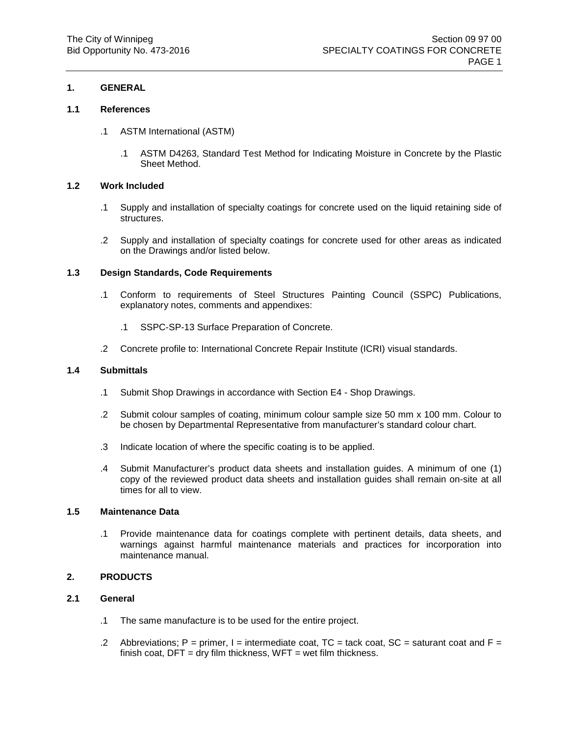## 1. GENERAL

### 1.1 References

.1 ASTM International (ASTM)

.1 ASTM D4263, Standard Test Method for Indicating Moisture in Concrete by the Plastic Sheet Method.

### 1.2 Work Included

.1 Supply and installation of specialty coatings for concrete used on the liquid retaining side of structures.

.2 Supply and installation of specialty coatings for concrete used for other areas as indicated on the Drawings and/or listed below.

### 1.3 Design Standards, Code Requirements

.1 Conform to requirements of Steel Structures Painting Council (SSPC) Publications, explanatory notes, comments and appendixes:

.1 SSPC-SP-13 Surface Preparation of Concrete.

.2 Concrete profile to: International Concrete Repair Institute (ICRI) visual standards.

### 1.4 Submittals

.1 Submit Shop Drawings in accordance with Section E4 - Shop Drawings.

.2 Submit colour samples of coating, minimum colour sample size 50 mm x 100 mm. Colour to be chosen by Departmental Representative from manufacturer's standard colour chart.

.3 Indicate location of where the specific coating is to be applied.

.4 Submit Manufacturer's product data sheets and installation guides. A minimum of one (1) copy of the reviewed product data sheets and installation guides shall remain on-site at all times for all to view.

### 1.5 Maintenance Data

.1 Provide maintenance data for coatings complete with pertinent details, data sheets, and warnings against harmful maintenance materials and practices for incorporation into maintenance manual.

## 2. PRODUCTS

### 2.1 General

.1 The same manufacture is to be used for the entire project.

.2 Abbreviations; P = primer, I = intermediate coat, TC = tack coat, SC = saturant coat and F = finish coat, DFT = dry film thickness, WFT = wet film thickness.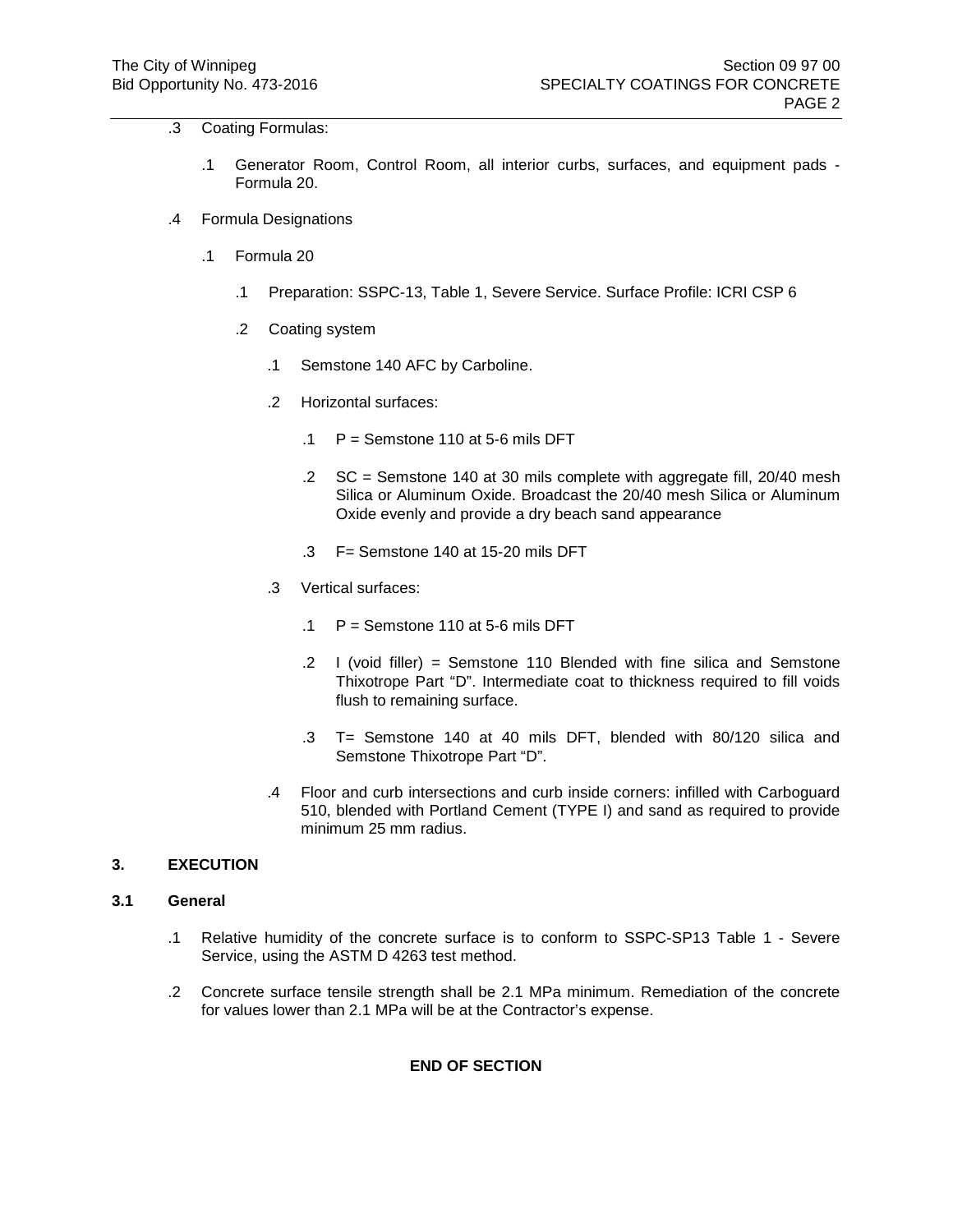.3 Coating Formulas:

.1 Generator Room, Control Room, all interior curbs, surfaces, and equipment pads - Formula 20.

.4 Formula Designations

.1 Formula 20

.1 Preparation: SSPC-13, Table 1, Severe Service. Surface Profile: ICRI CSP 6

.2 Coating system

.1 Semstone 140 AFC by Carboline.

.2 Horizontal surfaces:

.1 P = Semstone 110 at 5-6 mils DFT

.2 SC = Semstone 140 at 30 mils complete with aggregate fill, 20/40 mesh Silica or Aluminum Oxide. Broadcast the 20/40 mesh Silica or Aluminum Oxide evenly and provide a dry beach sand appearance

.3 F= Semstone 140 at 15-20 mils DFT

.3 Vertical surfaces:

.1 P = Semstone 110 at 5-6 mils DFT

.2 I (void filler) = Semstone 110 Blended with fine silica and Semstone Thixotrope Part "D". Intermediate coat to thickness required to fill voids flush to remaining surface.

.3 T= Semstone 140 at 40 mils DFT, blended with 80/120 silica and Semstone Thixotrope Part "D".

.4 Floor and curb intersections and curb inside corners: infilled with Carboguard 510, blended with Portland Cement (TYPE I) and sand as required to provide minimum 25 mm radius.

## 3. EXECUTION

### 3.1 General

.1 Relative humidity of the concrete surface is to conform to SSPC-SP13 Table 1 - Severe Service, using the ASTM D 4263 test method.

.2 Concrete surface tensile strength shall be 2.1 MPa minimum. Remediation of the concrete for values lower than 2.1 MPa will be at the Contractor's expense.

**END OF SECTION**